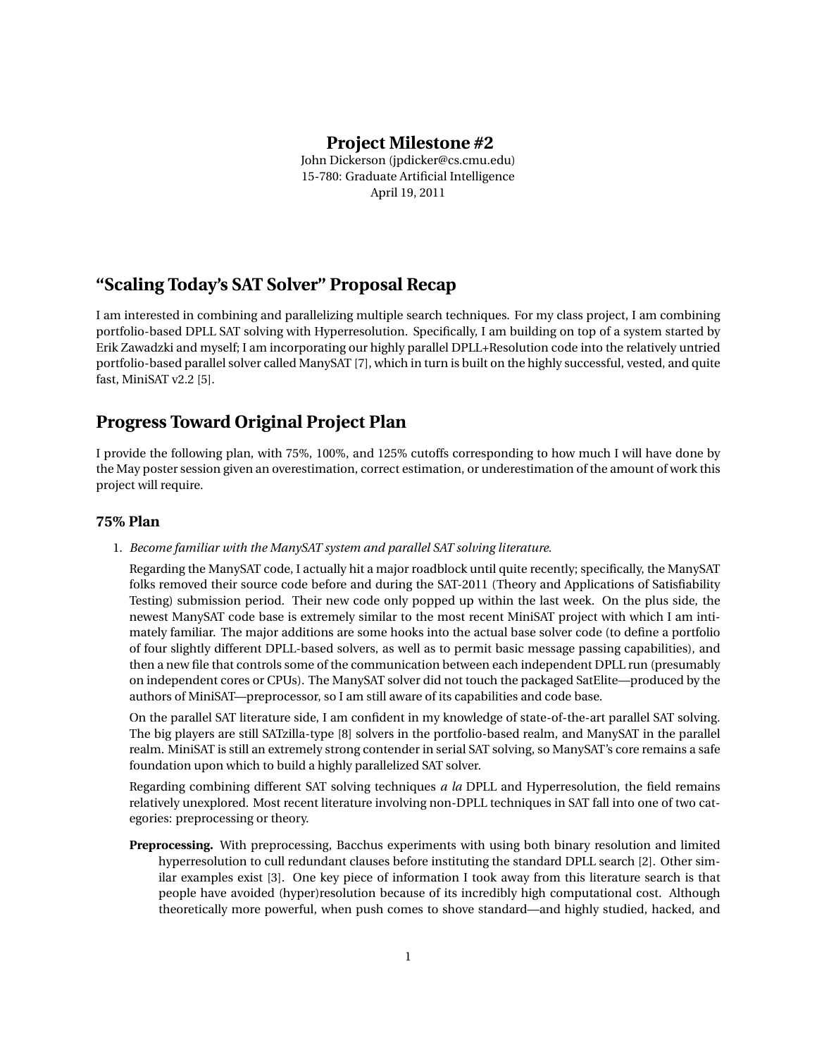# Project Milestone #2

John Dickerson (jpdicker@cs.cmu.edu)
15-780: Graduate Artificial Intelligence
April 19, 2011

## "Scaling Today's SAT Solver" Proposal Recap

I am interested in combining and parallelizing multiple search techniques. For my class project, I am combining portfolio-based DPLL SAT solving with Hyperresolution. Specifically, I am building on top of a system started by Erik Zawadzki and myself; I am incorporating our highly parallel DPLL+Resolution code into the relatively untried portfolio-based parallel solver called ManySAT [7], which in turn is built on the highly successful, vested, and quite fast, MiniSAT v2.2 [5].

## Progress Toward Original Project Plan

I provide the following plan, with 75%, 100%, and 125% cutoffs corresponding to how much I will have done by the May poster session given an overestimation, correct estimation, or underestimation of the amount of work this project will require.

### 75% Plan

1. *Become familiar with the ManySAT system and parallel SAT solving literature.*

   Regarding the ManySAT code, I actually hit a major roadblock until quite recently; specifically, the ManySAT folks removed their source code before and during the SAT-2011 (Theory and Applications of Satisfiability Testing) submission period. Their new code only popped up within the last week. On the plus side, the newest ManySAT code base is extremely similar to the most recent MiniSAT project with which I am intimately familiar. The major additions are some hooks into the actual base solver code (to define a portfolio of four slightly different DPLL-based solvers, as well as to permit basic message passing capabilities), and then a new file that controls some of the communication between each independent DPLL run (presumably on independent cores or CPUs). The ManySAT solver did not touch the packaged SatElite—produced by the authors of MiniSAT—preprocessor, so I am still aware of its capabilities and code base.

   On the parallel SAT literature side, I am confident in my knowledge of state-of-the-art parallel SAT solving. The big players are still SATzilla-type [8] solvers in the portfolio-based realm, and ManySAT in the parallel realm. MiniSAT is still an extremely strong contender in serial SAT solving, so ManySAT's core remains a safe foundation upon which to build a highly parallelized SAT solver.

   Regarding combining different SAT solving techniques *a la* DPLL and Hyperresolution, the field remains relatively unexplored. Most recent literature involving non-DPLL techniques in SAT fall into one of two categories: preprocessing or theory.

   **Preprocessing.** With preprocessing, Bacchus experiments with using both binary resolution and limited hyperresolution to cull redundant clauses before instituting the standard DPLL search [2]. Other similar examples exist [3]. One key piece of information I took away from this literature search is that people have avoided (hyper)resolution because of its incredibly high computational cost. Although theoretically more powerful, when push comes to shove standard—and highly studied, hacked, and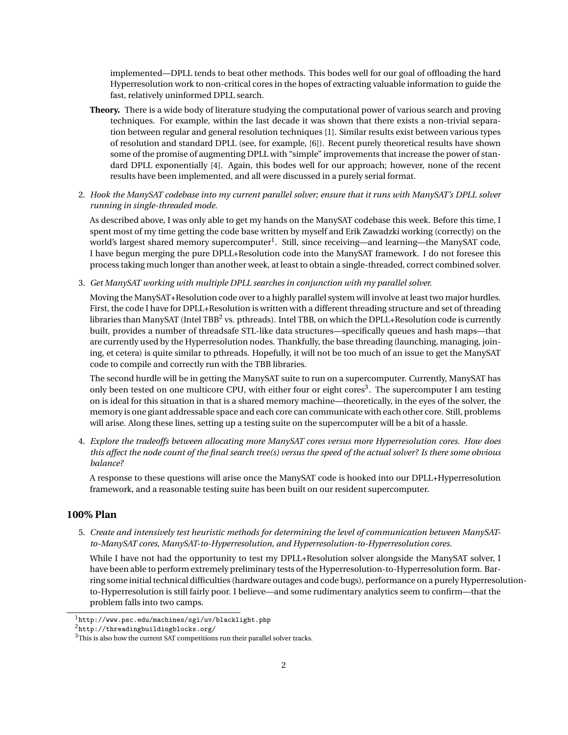implemented—DPLL tends to beat other methods. This bodes well for our goal of offloading the hard Hyperresolution work to non-critical cores in the hopes of extracting valuable information to guide the fast, relatively uninformed DPLL search.

**Theory.** There is a wide body of literature studying the computational power of various search and proving techniques. For example, within the last decade it was shown that there exists a non-trivial separation between regular and general resolution techniques [1]. Similar results exist between various types of resolution and standard DPLL (see, for example, [6]). Recent purely theoretical results have shown some of the promise of augmenting DPLL with "simple" improvements that increase the power of standard DPLL exponentially [4]. Again, this bodes well for our approach; however, none of the recent results have been implemented, and all were discussed in a purely serial format.

2. *Hook the ManySAT codebase into my current parallel solver; ensure that it runs with ManySAT's DPLL solver running in single-threaded mode.*

   As described above, I was only able to get my hands on the ManySAT codebase this week. Before this time, I spent most of my time getting the code base written by myself and Erik Zawadzki working (correctly) on the world's largest shared memory supercomputer[1]. Still, since receiving—and learning—the ManySAT code, I have begun merging the pure DPLL+Resolution code into the ManySAT framework. I do not foresee this process taking much longer than another week, at least to obtain a single-threaded, correct combined solver.

3. *Get ManySAT working with multiple DPLL searches in conjunction with my parallel solver.*

   Moving the ManySAT+Resolution code over to a highly parallel system will involve at least two major hurdles. First, the code I have for DPLL+Resolution is written with a different threading structure and set of threading libraries than ManySAT (Intel TBB[2] vs. pthreads). Intel TBB, on which the DPLL+Resolution code is currently built, provides a number of threadsafe STL-like data structures—specifically queues and hash maps—that are currently used by the Hyperresolution nodes. Thankfully, the base threading (launching, managing, joining, et cetera) is quite similar to pthreads. Hopefully, it will not be too much of an issue to get the ManySAT code to compile and correctly run with the TBB libraries.

   The second hurdle will be in getting the ManySAT suite to run on a supercomputer. Currently, ManySAT has only been tested on one multicore CPU, with either four or eight cores[3]. The supercomputer I am testing on is ideal for this situation in that is a shared memory machine—theoretically, in the eyes of the solver, the memory is one giant addressable space and each core can communicate with each other core. Still, problems will arise. Along these lines, setting up a testing suite on the supercomputer will be a bit of a hassle.

4. *Explore the tradeoffs between allocating more ManySAT cores versus more Hyperresolution cores. How does this affect the node count of the final search tree(s) versus the speed of the actual solver? Is there some obvious balance?*

   A response to these questions will arise once the ManySAT code is hooked into our DPLL+Hyperresolution framework, and a reasonable testing suite has been built on our resident supercomputer.

## 100% Plan

5. *Create and intensively test heuristic methods for determining the level of communication between ManySAT-to-ManySAT cores, ManySAT-to-Hyperresolution, and Hyperresolution-to-Hyperresolution cores.*

   While I have not had the opportunity to test my DPLL+Resolution solver alongside the ManySAT solver, I have been able to perform extremely preliminary tests of the Hyperresolution-to-Hyperresolution form. Barring some initial technical difficulties (hardware outages and code bugs), performance on a purely Hyperresolution-to-Hyperresolution is still fairly poor. I believe—and some rudimentary analytics seem to confirm—that the problem falls into two camps.

[1] http://www.psc.edu/machines/sgi/uv/blacklight.php

[2] http://threadingbuildingblocks.org/

[3] This is also how the current SAT competitions run their parallel solver tracks.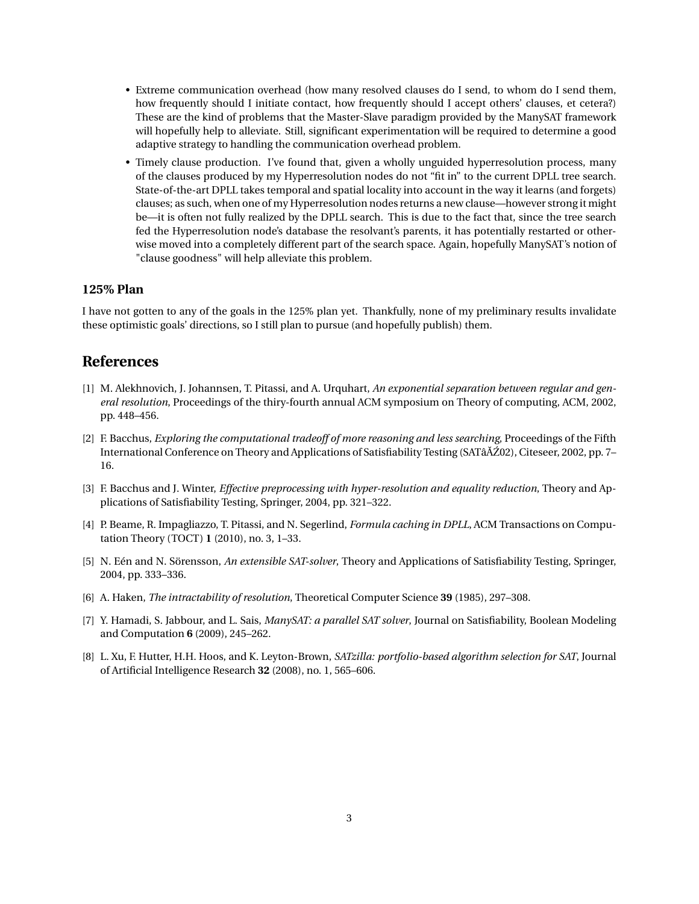- Extreme communication overhead (how many resolved clauses do I send, to whom do I send them, how frequently should I initiate contact, how frequently should I accept others' clauses, et cetera?) These are the kind of problems that the Master-Slave paradigm provided by the ManySAT framework will hopefully help to alleviate. Still, significant experimentation will be required to determine a good adaptive strategy to handling the communication overhead problem.
- Timely clause production. I've found that, given a wholly unguided hyperresolution process, many of the clauses produced by my Hyperresolution nodes do not "fit in" to the current DPLL tree search. State-of-the-art DPLL takes temporal and spatial locality into account in the way it learns (and forgets) clauses; as such, when one of my Hyperresolution nodes returns a new clause—however strong it might be—it is often not fully realized by the DPLL search. This is due to the fact that, since the tree search fed the Hyperresolution node's database the resolvant's parents, it has potentially restarted or otherwise moved into a completely different part of the search space. Again, hopefully ManySAT's notion of "clause goodness" will help alleviate this problem.

### 125% Plan

I have not gotten to any of the goals in the 125% plan yet. Thankfully, none of my preliminary results invalidate these optimistic goals' directions, so I still plan to pursue (and hopefully publish) them.

## References

[1] M. Alekhnovich, J. Johannsen, T. Pitassi, and A. Urquhart, *An exponential separation between regular and general resolution*, Proceedings of the thiry-fourth annual ACM symposium on Theory of computing, ACM, 2002, pp. 448–456.

[2] F. Bacchus, *Exploring the computational tradeoff of more reasoning and less searching*, Proceedings of the Fifth International Conference on Theory and Applications of Satisfiability Testing (SATâĂŹ02), Citeseer, 2002, pp. 7–16.

[3] F. Bacchus and J. Winter, *Effective preprocessing with hyper-resolution and equality reduction*, Theory and Applications of Satisfiability Testing, Springer, 2004, pp. 321–322.

[4] P. Beame, R. Impagliazzo, T. Pitassi, and N. Segerlind, *Formula caching in DPLL*, ACM Transactions on Computation Theory (TOCT) **1** (2010), no. 3, 1–33.

[5] N. Eén and N. Sörensson, *An extensible SAT-solver*, Theory and Applications of Satisfiability Testing, Springer, 2004, pp. 333–336.

[6] A. Haken, *The intractability of resolution*, Theoretical Computer Science **39** (1985), 297–308.

[7] Y. Hamadi, S. Jabbour, and L. Sais, *ManySAT: a parallel SAT solver*, Journal on Satisfiability, Boolean Modeling and Computation **6** (2009), 245–262.

[8] L. Xu, F. Hutter, H.H. Hoos, and K. Leyton-Brown, *SATzilla: portfolio-based algorithm selection for SAT*, Journal of Artificial Intelligence Research **32** (2008), no. 1, 565–606.